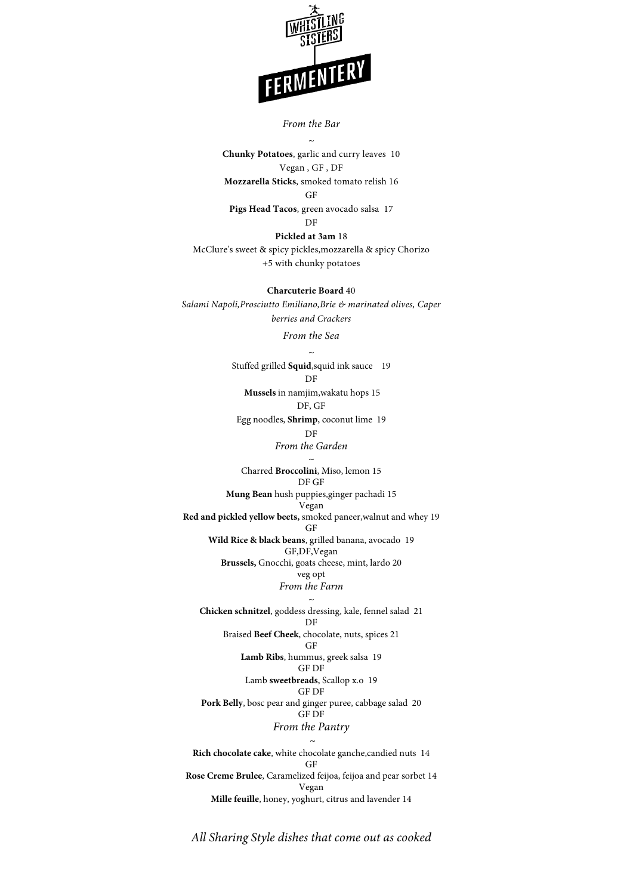# WHISTLING SISTERS FERMENTERY

## *From the Bar*

~

**Chunky Potatoes**, garlic and curry leaves 10
Vegan , GF , DF

**Mozzarella Sticks**, smoked tomato relish 16
GF

**Pigs Head Tacos**, green avocado salsa 17
DF

**Pickled at 3am** 18
McClure's sweet & spicy pickles,mozzarella & spicy Chorizo
+5 with chunky potatoes

**Charcuterie Board** 40
*Salami Napoli,Prosciutto Emiliano,Brie & marinated olives, Caper berries and Crackers*

## *From the Sea*

~

Stuffed grilled **Squid**,squid ink sauce 19
DF

**Mussels** in namjim,wakatu hops 15
DF, GF

Egg noodles, **Shrimp**, coconut lime 19
DF

## *From the Garden*

~

Charred **Broccolini**, Miso, lemon 15
DF GF

**Mung Bean** hush puppies,ginger pachadi 15
Vegan

**Red and pickled yellow beets,** smoked paneer,walnut and whey 19
GF

**Wild Rice & black beans**, grilled banana, avocado 19
GF,DF,Vegan

**Brussels,** Gnocchi, goats cheese, mint, lardo 20
veg opt

## *From the Farm*

~

**Chicken schnitzel**, goddess dressing, kale, fennel salad 21
DF

Braised **Beef Cheek**, chocolate, nuts, spices 21
GF

**Lamb Ribs**, hummus, greek salsa 19
GF DF

Lamb **sweetbreads**, Scallop x.o 19
GF DF

**Pork Belly**, bosc pear and ginger puree, cabbage salad 20
GF DF

## *From the Pantry*

~

**Rich chocolate cake**, white chocolate ganche,candied nuts 14
GF

**Rose Creme Brulee**, Caramelized feijoa, feijoa and pear sorbet 14
Vegan

**Mille feuille**, honey, yoghurt, citrus and lavender 14

*All Sharing Style dishes that come out as cooked*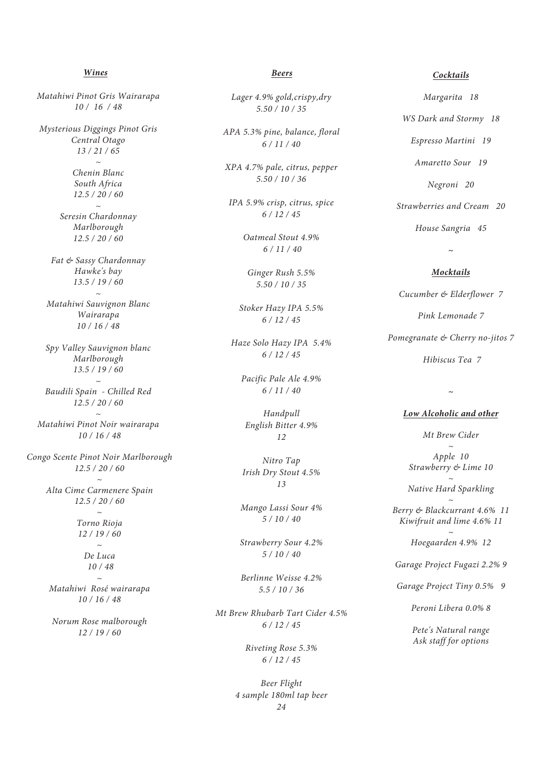## *Wines*

*Matahiwi Pinot Gris Wairarapa*
*10 / 16 / 48*

*Mysterious Diggings Pinot Gris*
*Central Otago*
*13 / 21 / 65*

~

*Chenin Blanc*
*South Africa*
*12.5 / 20 / 60*

~

*Seresin Chardonnay*
*Marlborough*
*12.5 / 20 / 60*

*Fat & Sassy Chardonnay*
*Hawke's bay*
*13.5 / 19 / 60*

~

*Matahiwi Sauvignon Blanc*
*Wairarapa*
*10 / 16 / 48*

*Spy Valley Sauvignon blanc*
*Marlborough*
*13.5 / 19 / 60*

~

*Baudili Spain - Chilled Red*
*12.5 / 20 / 60*

~

*Matahiwi Pinot Noir wairarapa*
*10 / 16 / 48*

*Congo Scente Pinot Noir Marlborough*
*12.5 / 20 / 60*

~

*Alta Cime Carmenere Spain*
*12.5 / 20 / 60*

~

*Torno Rioja*
*12 / 19 / 60*

~

*De Luca*
*10 / 48*

~

*Matahiwi Rosé wairarapa*
*10 / 16 / 48*

*Norum Rose malborough*
*12 / 19 / 60*

## *Beers*

*Lager 4.9% gold,crispy,dry*
*5.50 / 10 / 35*

*APA 5.3% pine, balance, floral*
*6 / 11 / 40*

*XPA 4.7% pale, citrus, pepper*
*5.50 / 10 / 36*

*IPA 5.9% crisp, citrus, spice*
*6 / 12 / 45*

*Oatmeal Stout 4.9%*
*6 / 11 / 40*

*Ginger Rush 5.5%*
*5.50 / 10 / 35*

*Stoker Hazy IPA 5.5%*
*6 / 12 / 45*

*Haze Solo Hazy IPA 5.4%*
*6 / 12 / 45*

*Pacific Pale Ale 4.9%*
*6 / 11 / 40*

*Handpull*
*English Bitter 4.9%*
*12*

*Nitro Tap*
*Irish Dry Stout 4.5%*
*13*

*Mango Lassi Sour 4%*
*5 / 10 / 40*

*Strawberry Sour 4.2%*
*5 / 10 / 40*

*Berlinne Weisse 4.2%*
*5.5 / 10 / 36*

*Mt Brew Rhubarb Tart Cider 4.5%*
*6 / 12 / 45*

*Riveting Rose 5.3%*
*6 / 12 / 45*

*Beer Flight*
*4 sample 180ml tap beer*
*24*

## *Cocktails*

*Margarita 18*

*WS Dark and Stormy 18*

*Espresso Martini 19*

*Amaretto Sour 19*

*Negroni 20*

*Strawberries and Cream 20*

*House Sangria 45*

~

## *Mocktails*

*Cucumber & Elderflower 7*

*Pink Lemonade 7*

*Pomegranate & Cherry no-jitos 7*

*Hibiscus Tea 7*

~

## *Low Alcoholic and other*

*Mt Brew Cider*

~

*Apple 10*
*Strawberry & Lime 10*

~

*Native Hard Sparkling*

~

*Berry & Blackcurrant 4.6% 11*
*Kiwifruit and lime 4.6% 11*

~

*Hoegaarden 4.9% 12*

*Garage Project Fugazi 2.2% 9*

*Garage Project Tiny 0.5% 9*

*Peroni Libera 0.0% 8*

*Pete's Natural range*
*Ask staff for options*